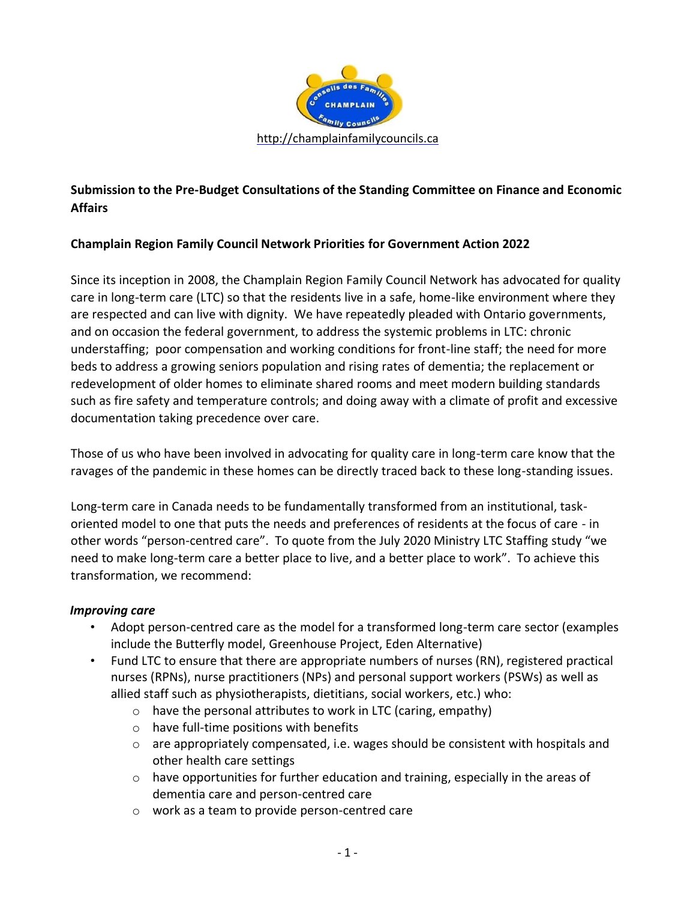http://champlainfamilycouncils.ca

**Submission to the Pre-Budget Consultations of the Standing Committee on Finance and Economic Affairs**

**Champlain Region Family Council Network Priorities for Government Action 2022**

Since its inception in 2008, the Champlain Region Family Council Network has advocated for quality care in long-term care (LTC) so that the residents live in a safe, home-like environment where they are respected and can live with dignity. We have repeatedly pleaded with Ontario governments, and on occasion the federal government, to address the systemic problems in LTC: chronic understaffing; poor compensation and working conditions for front-line staff; the need for more beds to address a growing seniors population and rising rates of dementia; the replacement or redevelopment of older homes to eliminate shared rooms and meet modern building standards such as fire safety and temperature controls; and doing away with a climate of profit and excessive documentation taking precedence over care.

Those of us who have been involved in advocating for quality care in long-term care know that the ravages of the pandemic in these homes can be directly traced back to these long-standing issues.

Long-term care in Canada needs to be fundamentally transformed from an institutional, task-oriented model to one that puts the needs and preferences of residents at the focus of care - in other words "person-centred care". To quote from the July 2020 Ministry LTC Staffing study "we need to make long-term care a better place to live, and a better place to work". To achieve this transformation, we recommend:

***Improving care***

- Adopt person-centred care as the model for a transformed long-term care sector (examples include the Butterfly model, Greenhouse Project, Eden Alternative)
- Fund LTC to ensure that there are appropriate numbers of nurses (RN), registered practical nurses (RPNs), nurse practitioners (NPs) and personal support workers (PSWs) as well as allied staff such as physiotherapists, dietitians, social workers, etc.) who:
  - have the personal attributes to work in LTC (caring, empathy)
  - have full-time positions with benefits
  - are appropriately compensated, i.e. wages should be consistent with hospitals and other health care settings
  - have opportunities for further education and training, especially in the areas of dementia care and person-centred care
  - work as a team to provide person-centred care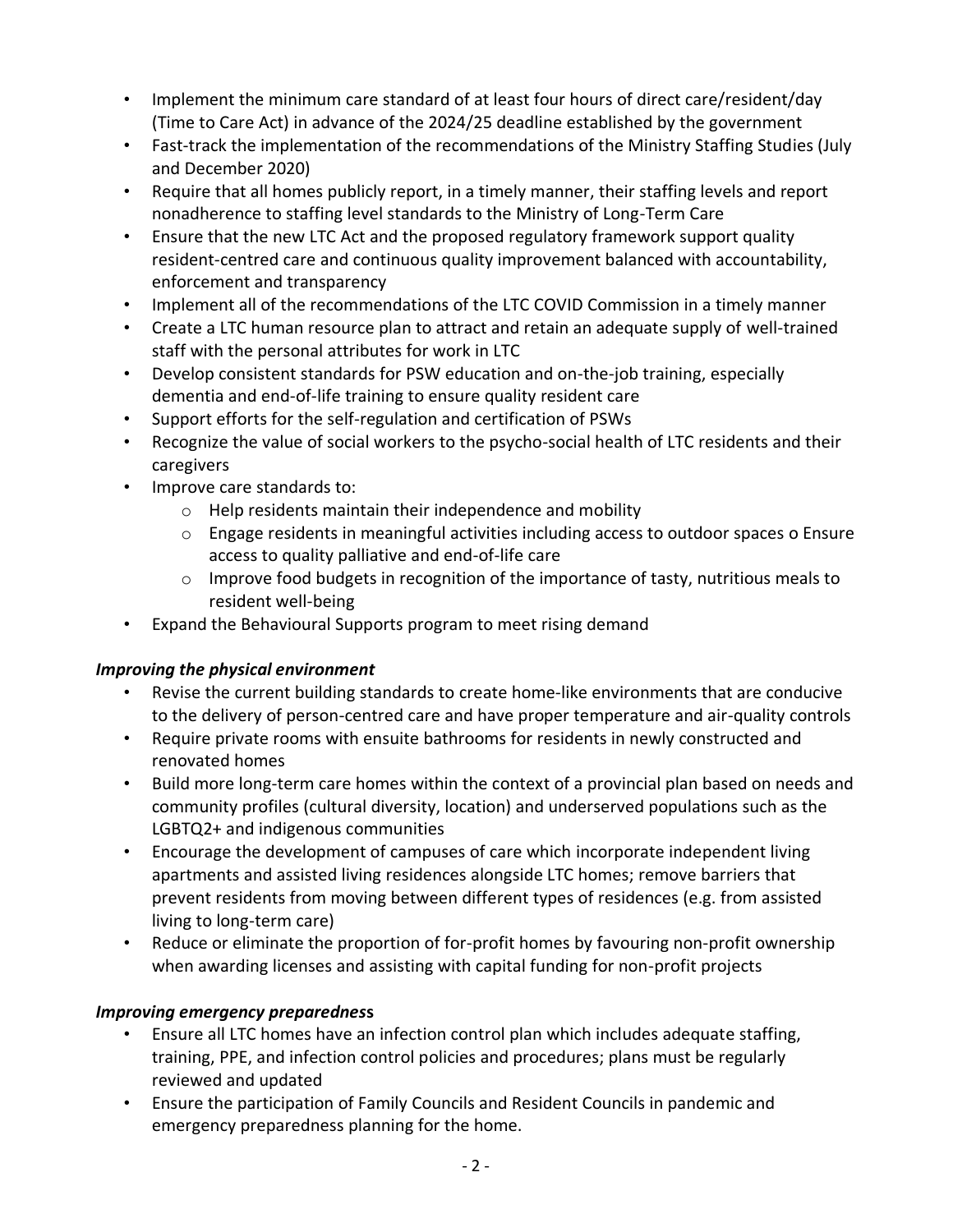- Implement the minimum care standard of at least four hours of direct care/resident/day (Time to Care Act) in advance of the 2024/25 deadline established by the government
- Fast-track the implementation of the recommendations of the Ministry Staffing Studies (July and December 2020)
- Require that all homes publicly report, in a timely manner, their staffing levels and report nonadherence to staffing level standards to the Ministry of Long-Term Care
- Ensure that the new LTC Act and the proposed regulatory framework support quality resident-centred care and continuous quality improvement balanced with accountability, enforcement and transparency
- Implement all of the recommendations of the LTC COVID Commission in a timely manner
- Create a LTC human resource plan to attract and retain an adequate supply of well-trained staff with the personal attributes for work in LTC
- Develop consistent standards for PSW education and on-the-job training, especially dementia and end-of-life training to ensure quality resident care
- Support efforts for the self-regulation and certification of PSWs
- Recognize the value of social workers to the psycho-social health of LTC residents and their caregivers
- Improve care standards to:
  - Help residents maintain their independence and mobility
  - Engage residents in meaningful activities including access to outdoor spaces o Ensure access to quality palliative and end-of-life care
  - Improve food budgets in recognition of the importance of tasty, nutritious meals to resident well-being
- Expand the Behavioural Supports program to meet rising demand

***Improving the physical environment***

- Revise the current building standards to create home-like environments that are conducive to the delivery of person-centred care and have proper temperature and air-quality controls
- Require private rooms with ensuite bathrooms for residents in newly constructed and renovated homes
- Build more long-term care homes within the context of a provincial plan based on needs and community profiles (cultural diversity, location) and underserved populations such as the LGBTQ2+ and indigenous communities
- Encourage the development of campuses of care which incorporate independent living apartments and assisted living residences alongside LTC homes; remove barriers that prevent residents from moving between different types of residences (e.g. from assisted living to long-term care)
- Reduce or eliminate the proportion of for-profit homes by favouring non-profit ownership when awarding licenses and assisting with capital funding for non-profit projects

***Improving emergency preparedness***

- Ensure all LTC homes have an infection control plan which includes adequate staffing, training, PPE, and infection control policies and procedures; plans must be regularly reviewed and updated
- Ensure the participation of Family Councils and Resident Councils in pandemic and emergency preparedness planning for the home.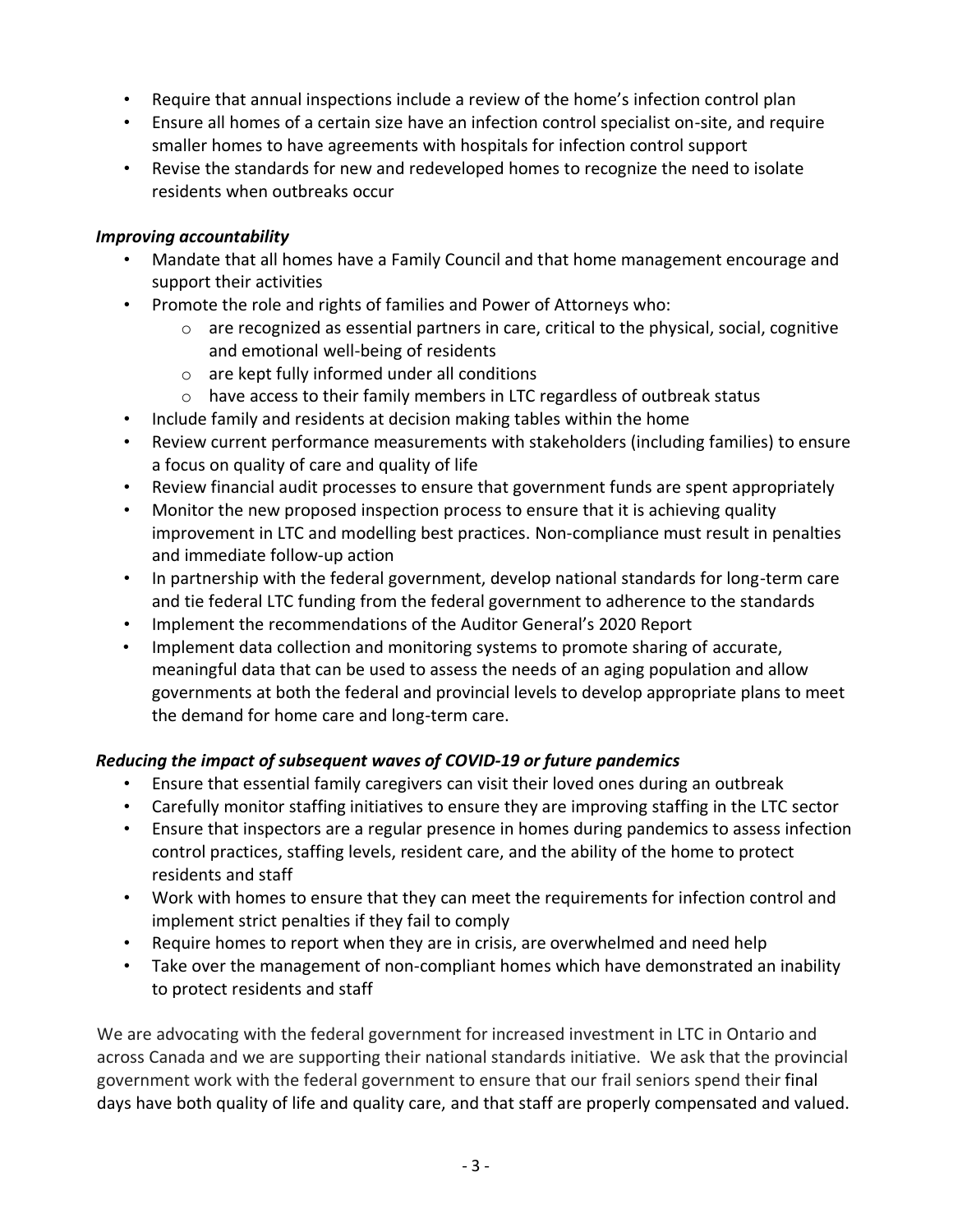- Require that annual inspections include a review of the home's infection control plan
- Ensure all homes of a certain size have an infection control specialist on-site, and require smaller homes to have agreements with hospitals for infection control support
- Revise the standards for new and redeveloped homes to recognize the need to isolate residents when outbreaks occur

***Improving accountability***

- Mandate that all homes have a Family Council and that home management encourage and support their activities
- Promote the role and rights of families and Power of Attorneys who:
  - are recognized as essential partners in care, critical to the physical, social, cognitive and emotional well-being of residents
  - are kept fully informed under all conditions
  - have access to their family members in LTC regardless of outbreak status
- Include family and residents at decision making tables within the home
- Review current performance measurements with stakeholders (including families) to ensure a focus on quality of care and quality of life
- Review financial audit processes to ensure that government funds are spent appropriately
- Monitor the new proposed inspection process to ensure that it is achieving quality improvement in LTC and modelling best practices. Non-compliance must result in penalties and immediate follow-up action
- In partnership with the federal government, develop national standards for long-term care and tie federal LTC funding from the federal government to adherence to the standards
- Implement the recommendations of the Auditor General's 2020 Report
- Implement data collection and monitoring systems to promote sharing of accurate, meaningful data that can be used to assess the needs of an aging population and allow governments at both the federal and provincial levels to develop appropriate plans to meet the demand for home care and long-term care.

***Reducing the impact of subsequent waves of COVID-19 or future pandemics***

- Ensure that essential family caregivers can visit their loved ones during an outbreak
- Carefully monitor staffing initiatives to ensure they are improving staffing in the LTC sector
- Ensure that inspectors are a regular presence in homes during pandemics to assess infection control practices, staffing levels, resident care, and the ability of the home to protect residents and staff
- Work with homes to ensure that they can meet the requirements for infection control and implement strict penalties if they fail to comply
- Require homes to report when they are in crisis, are overwhelmed and need help
- Take over the management of non-compliant homes which have demonstrated an inability to protect residents and staff

We are advocating with the federal government for increased investment in LTC in Ontario and across Canada and we are supporting their national standards initiative. We ask that the provincial government work with the federal government to ensure that our frail seniors spend their final days have both quality of life and quality care, and that staff are properly compensated and valued.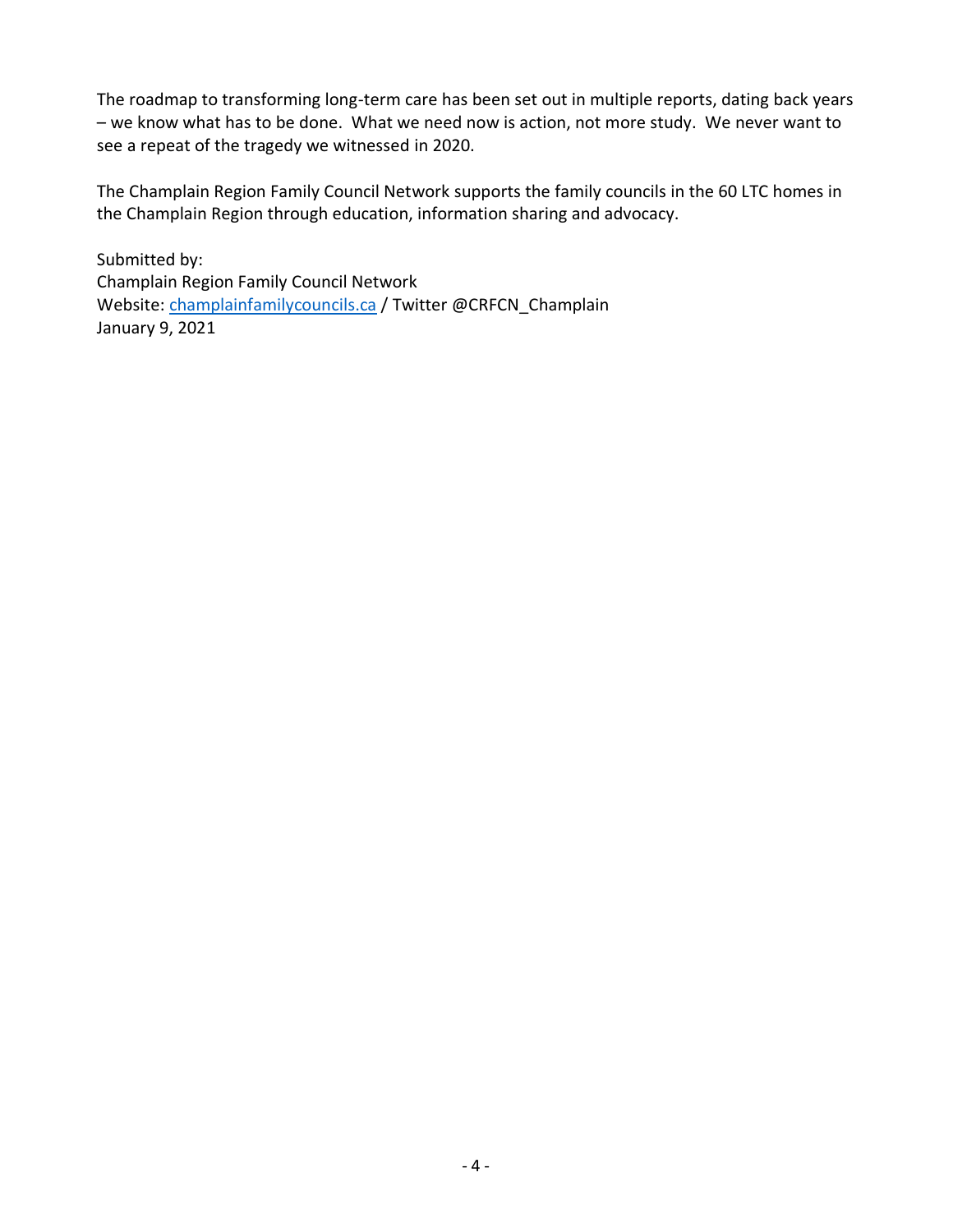The roadmap to transforming long-term care has been set out in multiple reports, dating back years – we know what has to be done. What we need now is action, not more study. We never want to see a repeat of the tragedy we witnessed in 2020.

The Champlain Region Family Council Network supports the family councils in the 60 LTC homes in the Champlain Region through education, information sharing and advocacy.

Submitted by:
Champlain Region Family Council Network
Website: [champlainfamilycouncils.ca](champlainfamilycouncils.ca) / Twitter @CRFCN_Champlain
January 9, 2021